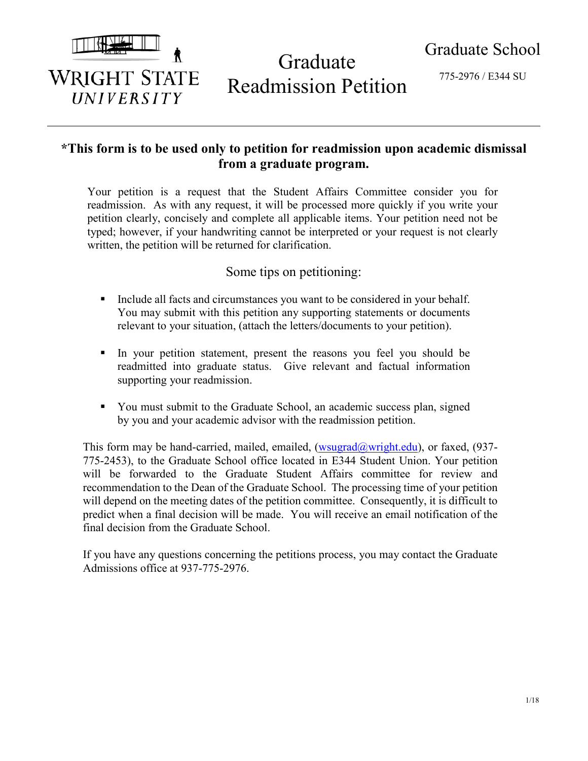WRIGHT STATE UNIVERSITY

# Graduate Readmission Petition

Graduate School

775-2976 / E344 SU

**\*This form is to be used only to petition for readmission upon academic dismissal from a graduate program.**

Your petition is a request that the Student Affairs Committee consider you for readmission. As with any request, it will be processed more quickly if you write your petition clearly, concisely and complete all applicable items. Your petition need not be typed; however, if your handwriting cannot be interpreted or your request is not clearly written, the petition will be returned for clarification.

## Some tips on petitioning:

- Include all facts and circumstances you want to be considered in your behalf. You may submit with this petition any supporting statements or documents relevant to your situation, (attach the letters/documents to your petition).
- In your petition statement, present the reasons you feel you should be readmitted into graduate status. Give relevant and factual information supporting your readmission.
- You must submit to the Graduate School, an academic success plan, signed by you and your academic advisor with the readmission petition.

This form may be hand-carried, mailed, emailed, (wsugrad@wright.edu), or faxed, (937-775-2453), to the Graduate School office located in E344 Student Union. Your petition will be forwarded to the Graduate Student Affairs committee for review and recommendation to the Dean of the Graduate School. The processing time of your petition will depend on the meeting dates of the petition committee. Consequently, it is difficult to predict when a final decision will be made. You will receive an email notification of the final decision from the Graduate School.

If you have any questions concerning the petitions process, you may contact the Graduate Admissions office at 937-775-2976.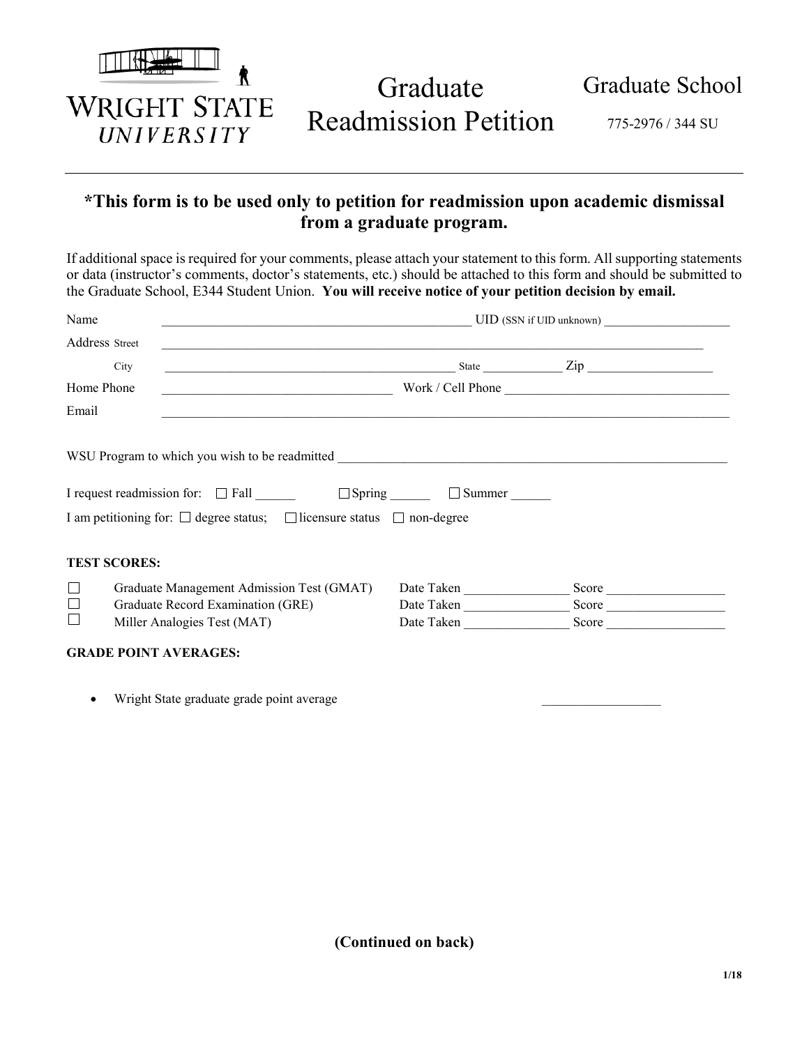WRIGHT STATE UNIVERSITY

# Graduate Readmission Petition

Graduate School

775-2976 / 344 SU

---

**\*This form is to be used only to petition for readmission upon academic dismissal from a graduate program.**

If additional space is required for your comments, please attach your statement to this form. All supporting statements or data (instructor's comments, doctor's statements, etc.) should be attached to this form and should be submitted to the Graduate School, E344 Student Union. **You will receive notice of your petition decision by email.**

Name ________________________________________________ UID (SSN if UID unknown) ____________________

Address Street ______________________________________________________________________________

City ______________________________________________ State _____________ Zip ____________________

Home Phone __________________________________ Work / Cell Phone __________________________________

Email ________________________________________________________________________________________

WSU Program to which you wish to be readmitted ______________________________________________________________

I request readmission for: ☐ Fall ______ ☐ Spring ______ ☐ Summer ______

I am petitioning for: ☐ degree status; ☐ licensure status ☐ non-degree

**TEST SCORES:**

☐ Graduate Management Admission Test (GMAT) Date Taken ________________ Score __________________

☐ Graduate Record Examination (GRE) Date Taken ________________ Score __________________

☐ Miller Analogies Test (MAT) Date Taken ________________ Score __________________

**GRADE POINT AVERAGES:**

- Wright State graduate grade point average __________________

**(Continued on back)**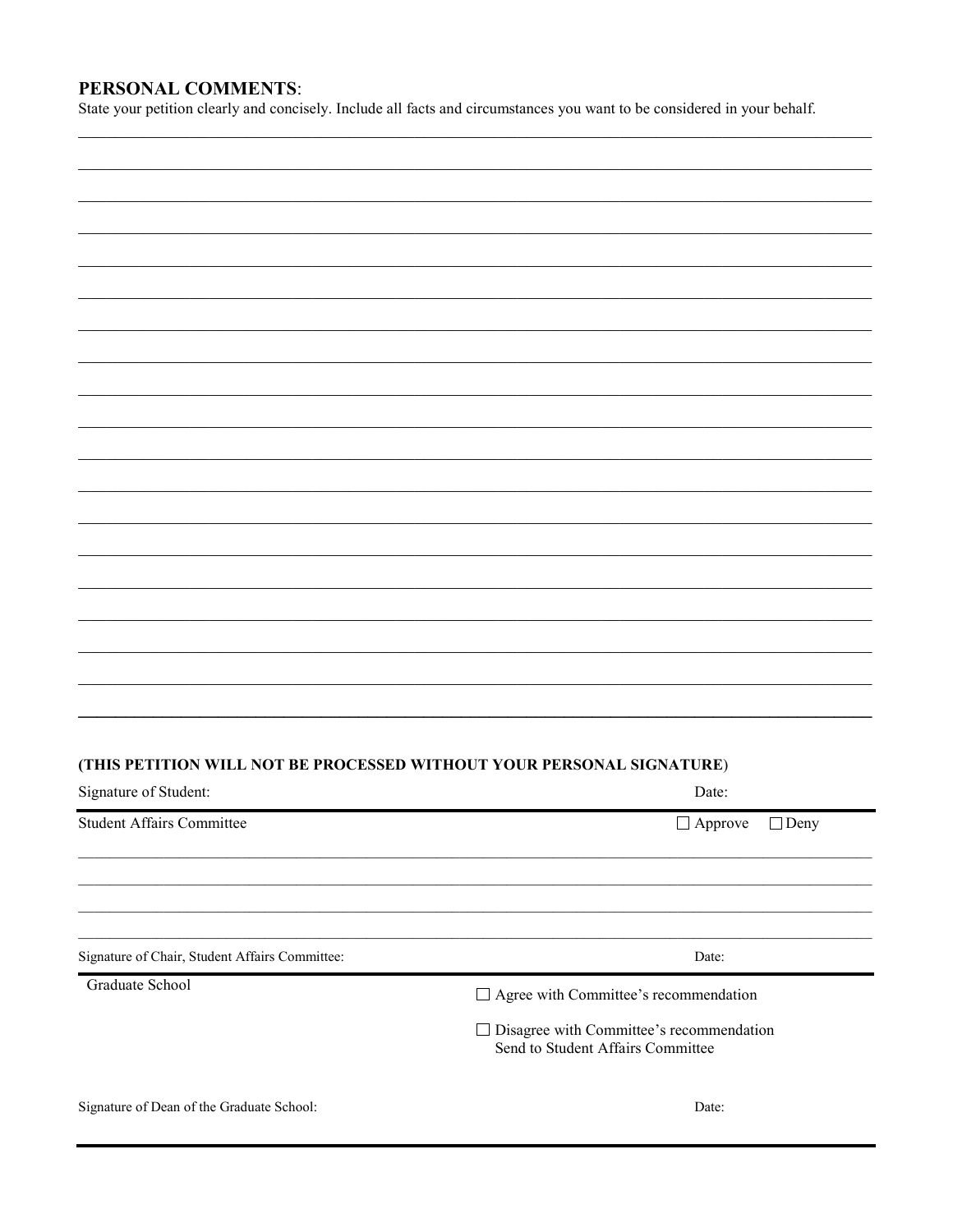## PERSONAL COMMENTS:

State your petition clearly and concisely. Include all facts and circumstances you want to be considered in your behalf.

**(THIS PETITION WILL NOT BE PROCESSED WITHOUT YOUR PERSONAL SIGNATURE)**

Signature of Student: Date:

---

Student Affairs Committee ☐ Approve ☐ Deny

Signature of Chair, Student Affairs Committee: Date:

---

Graduate School

☐ Agree with Committee's recommendation

☐ Disagree with Committee's recommendation
Send to Student Affairs Committee

Signature of Dean of the Graduate School: Date: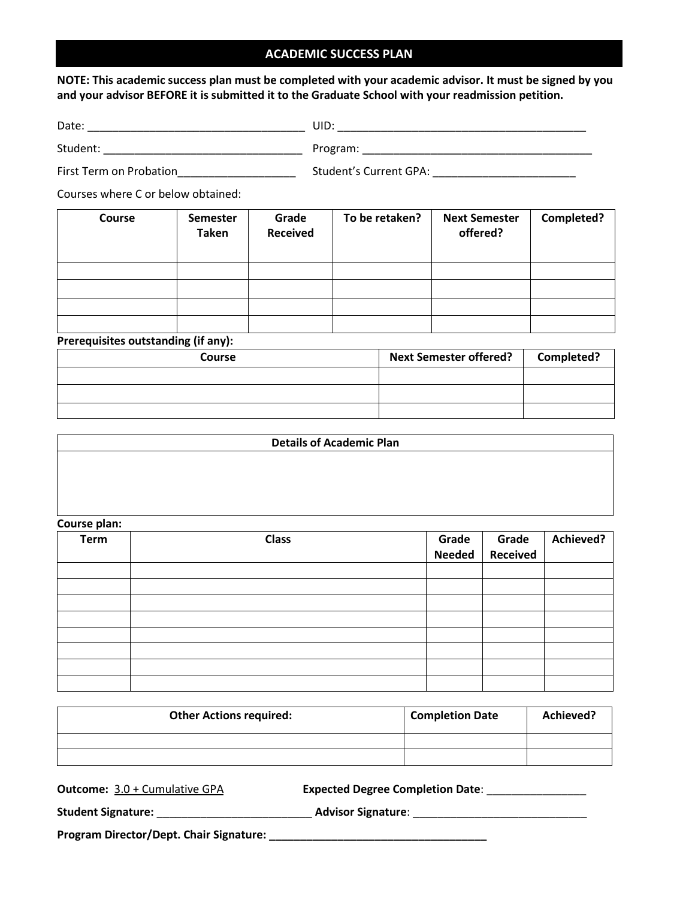# ACADEMIC SUCCESS PLAN

**NOTE: This academic success plan must be completed with your academic advisor. It must be signed by you and your advisor BEFORE it is submitted it to the Graduate School with your readmission petition.**

Date: ___________________________________ UID: _________________________________________

Student: ________________________________ Program: ______________________________________

First Term on Probation___________________ Student's Current GPA: _______________________

Courses where C or below obtained:

| Course | Semester Taken | Grade Received | To be retaken? | Next Semester offered? | Completed? |
|---|---|---|---|---|---|
| | | | | | |
| | | | | | |
| | | | | | |
| | | | | | |

**Prerequisites outstanding (if any):**

| Course | Next Semester offered? | Completed? |
|---|---|---|
| | | |
| | | |
| | | |

| Details of Academic Plan |
|---|
| |

**Course plan:**

| Term | Class | Grade Needed | Grade Received | Achieved? |
|---|---|---|---|---|
| | | | | |
| | | | | |
| | | | | |
| | | | | |
| | | | | |
| | | | | |
| | | | | |
| | | | | |

| Other Actions required: | Completion Date | Achieved? |
|---|---|---|
| | | |
| | | |

**Outcome:** 3.0 + Cumulative GPA **Expected Degree Completion Date**: ________________

**Student Signature:** _________________________ **Advisor Signature**: _____________________________

**Program Director/Dept. Chair Signature:** ____________________________________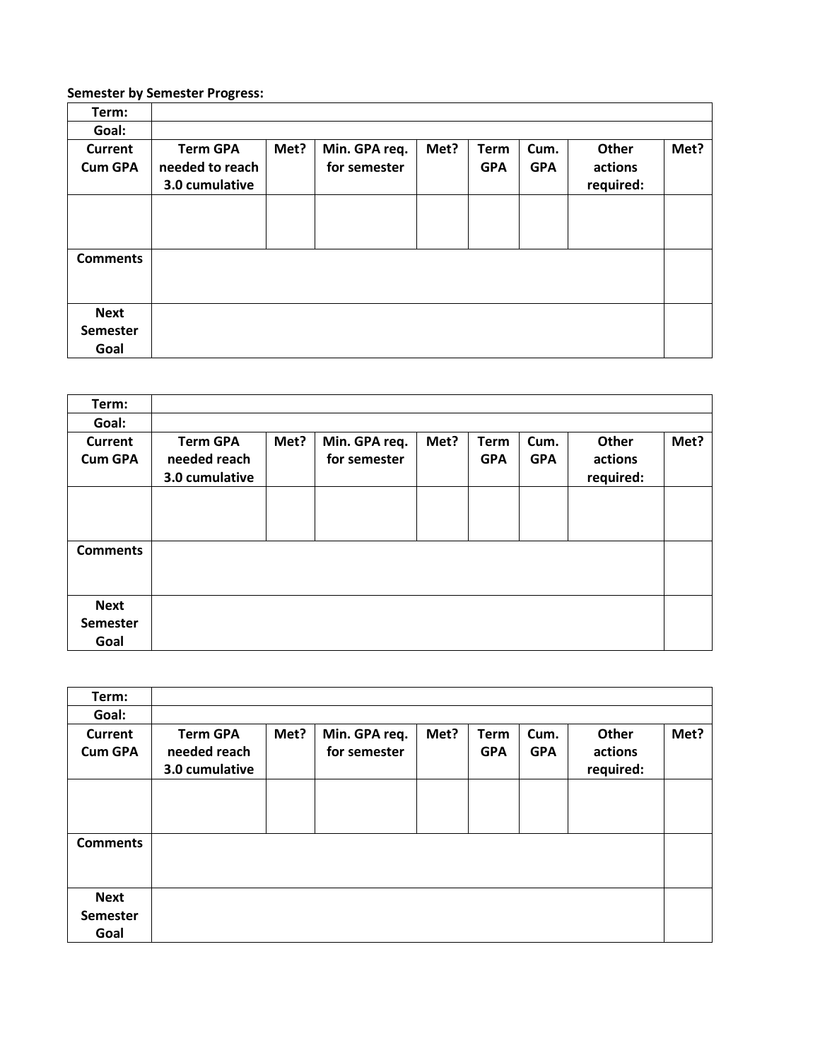**Semester by Semester Progress:**

| Term: | | | | | | | | |
|---|---|---|---|---|---|---|---|---|
| **Goal:** | | | | | | | | |
| **Current Cum GPA** | **Term GPA needed to reach 3.0 cumulative** | **Met?** | **Min. GPA req. for semester** | **Met?** | **Term GPA** | **Cum. GPA** | **Other actions required:** | **Met?** |
| | | | | | | | | |
| **Comments** | | | | | | | | |
| **Next Semester Goal** | | | | | | | | |

| Term: | | | | | | | | |
|---|---|---|---|---|---|---|---|---|
| **Goal:** | | | | | | | | |
| **Current Cum GPA** | **Term GPA needed reach 3.0 cumulative** | **Met?** | **Min. GPA req. for semester** | **Met?** | **Term GPA** | **Cum. GPA** | **Other actions required:** | **Met?** |
| | | | | | | | | |
| **Comments** | | | | | | | | |
| **Next Semester Goal** | | | | | | | | |

| Term: | | | | | | | | |
|---|---|---|---|---|---|---|---|---|
| **Goal:** | | | | | | | | |
| **Current Cum GPA** | **Term GPA needed reach 3.0 cumulative** | **Met?** | **Min. GPA req. for semester** | **Met?** | **Term GPA** | **Cum. GPA** | **Other actions required:** | **Met?** |
| | | | | | | | | |
| **Comments** | | | | | | | | |
| **Next Semester Goal** | | | | | | | | |